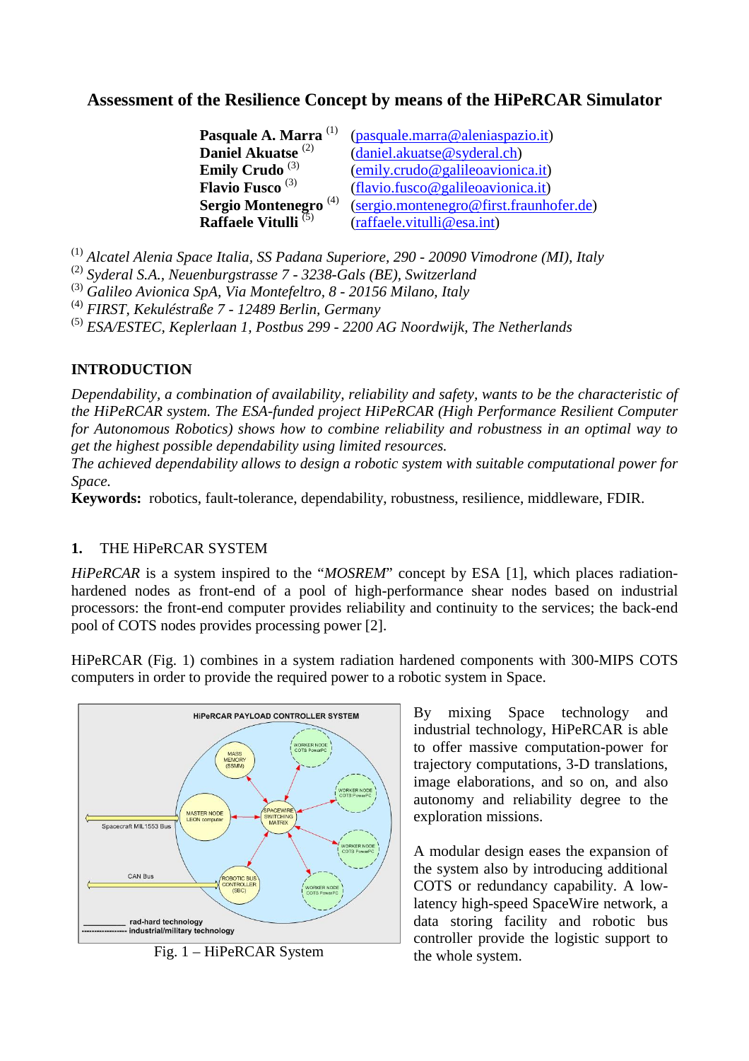# Assessment of the Resilience Concept by means of the HiPeRCAR Simulator

**Pasquale A. Marra** [1] (pasquale.marra@aleniaspazio.it)
**Daniel Akuatse** [2] (daniel.akuatse@syderal.ch)
**Emily Crudo** [3] (emily.crudo@galileoavionica.it)
**Flavio Fusco** [3] (flavio.fusco@galileoavionica.it)
**Sergio Montenegro** [4] (sergio.montenegro@first.fraunhofer.de)
**Raffaele Vitulli** [5] (raffaele.vitulli@esa.int)

[1] *Alcatel Alenia Space Italia, SS Padana Superiore, 290 - 20090 Vimodrone (MI), Italy*
[2] *Syderal S.A., Neuenburgstrasse 7 - 3238-Gals (BE), Switzerland*
[3] *Galileo Avionica SpA, Via Montefeltro, 8 - 20156 Milano, Italy*
[4] *FIRST, Kekuléstraße 7 - 12489 Berlin, Germany*
[5] *ESA/ESTEC, Keplerlaan 1, Postbus 299 - 2200 AG Noordwijk, The Netherlands*

## INTRODUCTION

*Dependability, a combination of availability, reliability and safety, wants to be the characteristic of the HiPeRCAR system. The ESA-funded project HiPeRCAR (High Performance Resilient Computer for Autonomous Robotics) shows how to combine reliability and robustness in an optimal way to get the highest possible dependability using limited resources.*
*The achieved dependability allows to design a robotic system with suitable computational power for Space.*

**Keywords:** robotics, fault-tolerance, dependability, robustness, resilience, middleware, FDIR.

## 1. THE HiPeRCAR SYSTEM

*HiPeRCAR* is a system inspired to the "*MOSREM*" concept by ESA [1], which places radiation-hardened nodes as front-end of a pool of high-performance shear nodes based on industrial processors: the front-end computer provides reliability and continuity to the services; the back-end pool of COTS nodes provides processing power [2].

HiPeRCAR (Fig. 1) combines in a system radiation hardened components with 300-MIPS COTS computers in order to provide the required power to a robotic system in Space.

Fig. 1 – HiPeRCAR System

By mixing Space technology and industrial technology, HiPeRCAR is able to offer massive computation-power for trajectory computations, 3-D translations, image elaborations, and so on, and also autonomy and reliability degree to the exploration missions.

A modular design eases the expansion of the system also by introducing additional COTS or redundancy capability. A low-latency high-speed SpaceWire network, a data storing facility and robotic bus controller provide the logistic support to the whole system.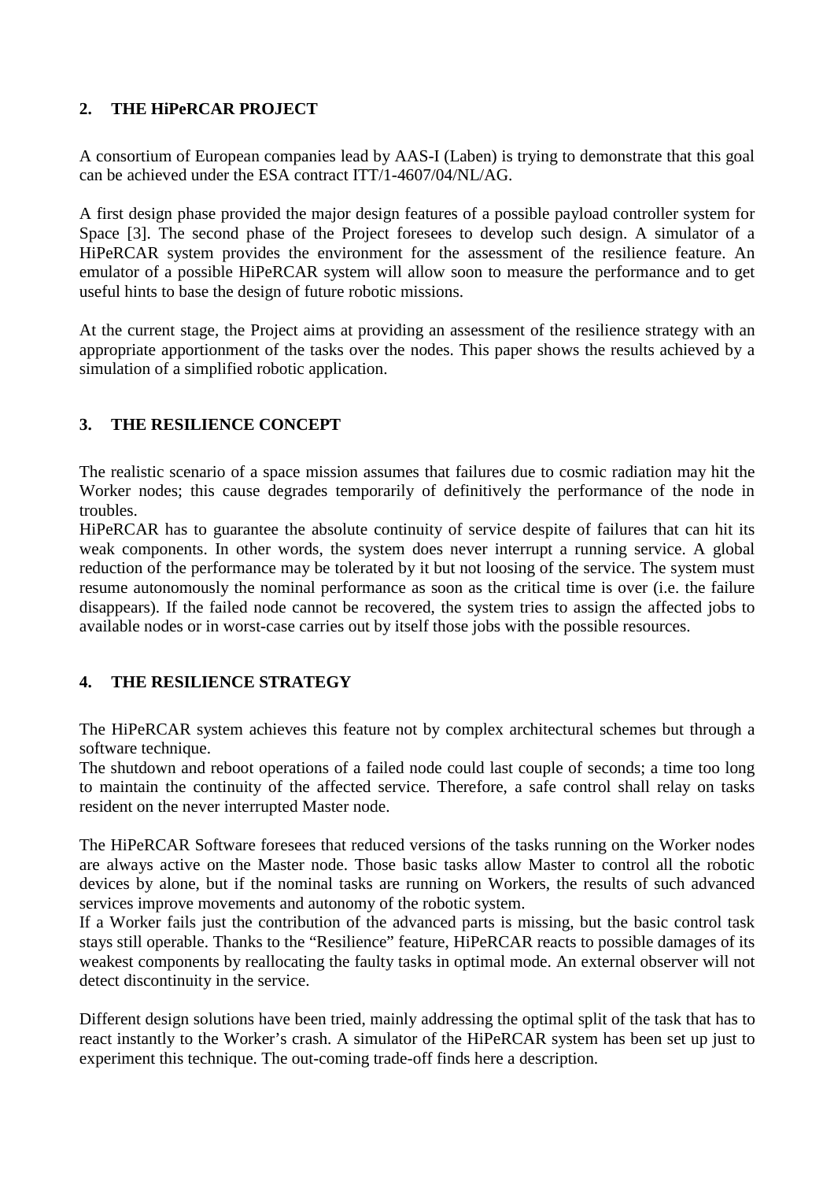## 2. THE HiPeRCAR PROJECT

A consortium of European companies lead by AAS-I (Laben) is trying to demonstrate that this goal can be achieved under the ESA contract ITT/1-4607/04/NL/AG.

A first design phase provided the major design features of a possible payload controller system for Space [3]. The second phase of the Project foresees to develop such design. A simulator of a HiPeRCAR system provides the environment for the assessment of the resilience feature. An emulator of a possible HiPeRCAR system will allow soon to measure the performance and to get useful hints to base the design of future robotic missions.

At the current stage, the Project aims at providing an assessment of the resilience strategy with an appropriate apportionment of the tasks over the nodes. This paper shows the results achieved by a simulation of a simplified robotic application.

## 3. THE RESILIENCE CONCEPT

The realistic scenario of a space mission assumes that failures due to cosmic radiation may hit the Worker nodes; this cause degrades temporarily of definitively the performance of the node in troubles.
HiPeRCAR has to guarantee the absolute continuity of service despite of failures that can hit its weak components. In other words, the system does never interrupt a running service. A global reduction of the performance may be tolerated by it but not loosing of the service. The system must resume autonomously the nominal performance as soon as the critical time is over (i.e. the failure disappears). If the failed node cannot be recovered, the system tries to assign the affected jobs to available nodes or in worst-case carries out by itself those jobs with the possible resources.

## 4. THE RESILIENCE STRATEGY

The HiPeRCAR system achieves this feature not by complex architectural schemes but through a software technique.
The shutdown and reboot operations of a failed node could last couple of seconds; a time too long to maintain the continuity of the affected service. Therefore, a safe control shall relay on tasks resident on the never interrupted Master node.

The HiPeRCAR Software foresees that reduced versions of the tasks running on the Worker nodes are always active on the Master node. Those basic tasks allow Master to control all the robotic devices by alone, but if the nominal tasks are running on Workers, the results of such advanced services improve movements and autonomy of the robotic system.
If a Worker fails just the contribution of the advanced parts is missing, but the basic control task stays still operable. Thanks to the "Resilience" feature, HiPeRCAR reacts to possible damages of its weakest components by reallocating the faulty tasks in optimal mode. An external observer will not detect discontinuity in the service.

Different design solutions have been tried, mainly addressing the optimal split of the task that has to react instantly to the Worker's crash. A simulator of the HiPeRCAR system has been set up just to experiment this technique. The out-coming trade-off finds here a description.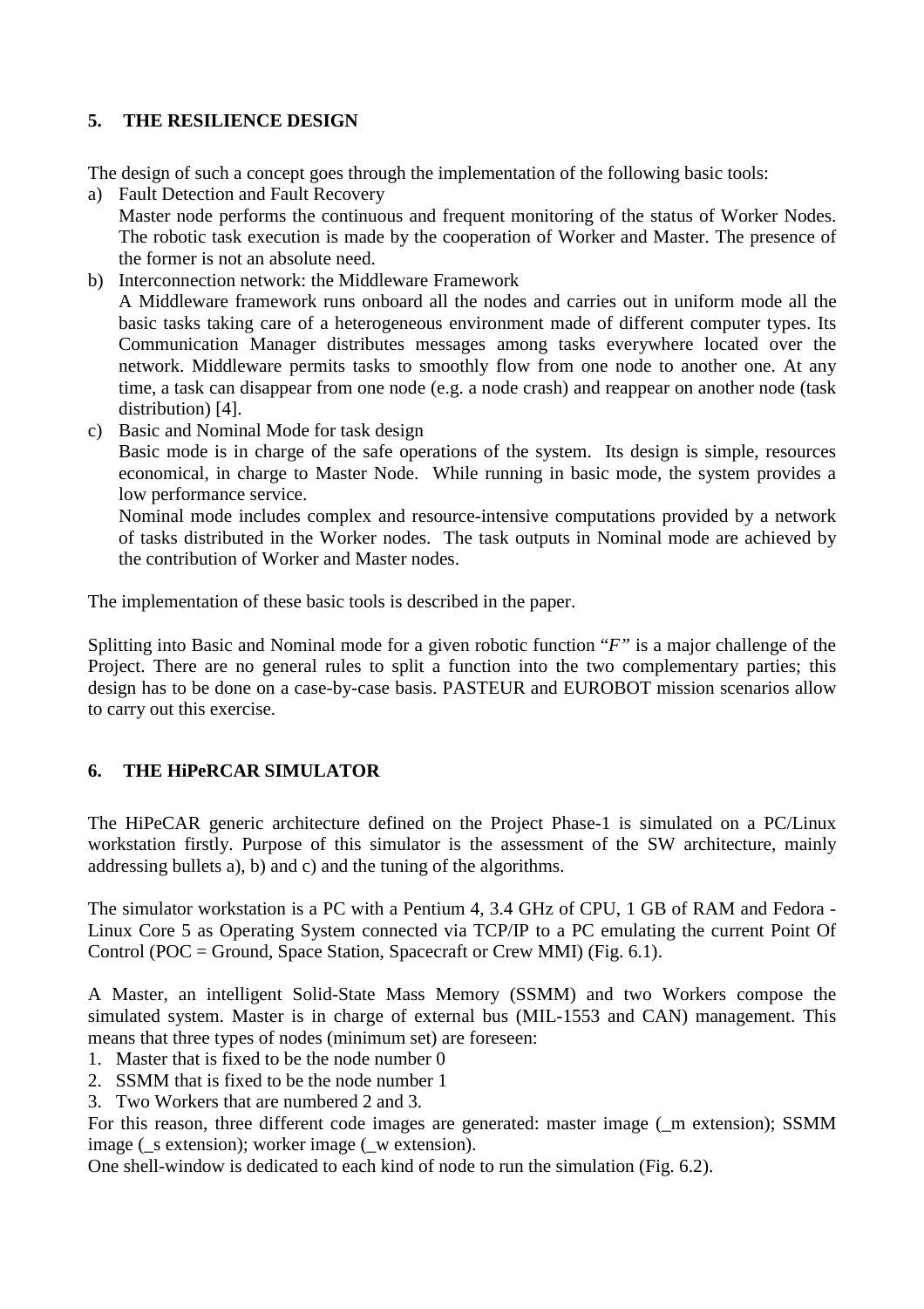## 5. THE RESILIENCE DESIGN

The design of such a concept goes through the implementation of the following basic tools:

a) Fault Detection and Fault Recovery
   Master node performs the continuous and frequent monitoring of the status of Worker Nodes. The robotic task execution is made by the cooperation of Worker and Master. The presence of the former is not an absolute need.
b) Interconnection network: the Middleware Framework
   A Middleware framework runs onboard all the nodes and carries out in uniform mode all the basic tasks taking care of a heterogeneous environment made of different computer types. Its Communication Manager distributes messages among tasks everywhere located over the network. Middleware permits tasks to smoothly flow from one node to another one. At any time, a task can disappear from one node (e.g. a node crash) and reappear on another node (task distribution) [4].
c) Basic and Nominal Mode for task design
   Basic mode is in charge of the safe operations of the system. Its design is simple, resources economical, in charge to Master Node. While running in basic mode, the system provides a low performance service.
   Nominal mode includes complex and resource-intensive computations provided by a network of tasks distributed in the Worker nodes. The task outputs in Nominal mode are achieved by the contribution of Worker and Master nodes.

The implementation of these basic tools is described in the paper.

Splitting into Basic and Nominal mode for a given robotic function "*F*" is a major challenge of the Project. There are no general rules to split a function into the two complementary parties; this design has to be done on a case-by-case basis. PASTEUR and EUROBOT mission scenarios allow to carry out this exercise.

## 6. THE HiPeRCAR SIMULATOR

The HiPeCAR generic architecture defined on the Project Phase-1 is simulated on a PC/Linux workstation firstly. Purpose of this simulator is the assessment of the SW architecture, mainly addressing bullets a), b) and c) and the tuning of the algorithms.

The simulator workstation is a PC with a Pentium 4, 3.4 GHz of CPU, 1 GB of RAM and Fedora - Linux Core 5 as Operating System connected via TCP/IP to a PC emulating the current Point Of Control (POC = Ground, Space Station, Spacecraft or Crew MMI) (Fig. 6.1).

A Master, an intelligent Solid-State Mass Memory (SSMM) and two Workers compose the simulated system. Master is in charge of external bus (MIL-1553 and CAN) management. This means that three types of nodes (minimum set) are foreseen:

1. Master that is fixed to be the node number 0
2. SSMM that is fixed to be the node number 1
3. Two Workers that are numbered 2 and 3.

For this reason, three different code images are generated: master image (_m extension); SSMM image (_s extension); worker image (_w extension).
One shell-window is dedicated to each kind of node to run the simulation (Fig. 6.2).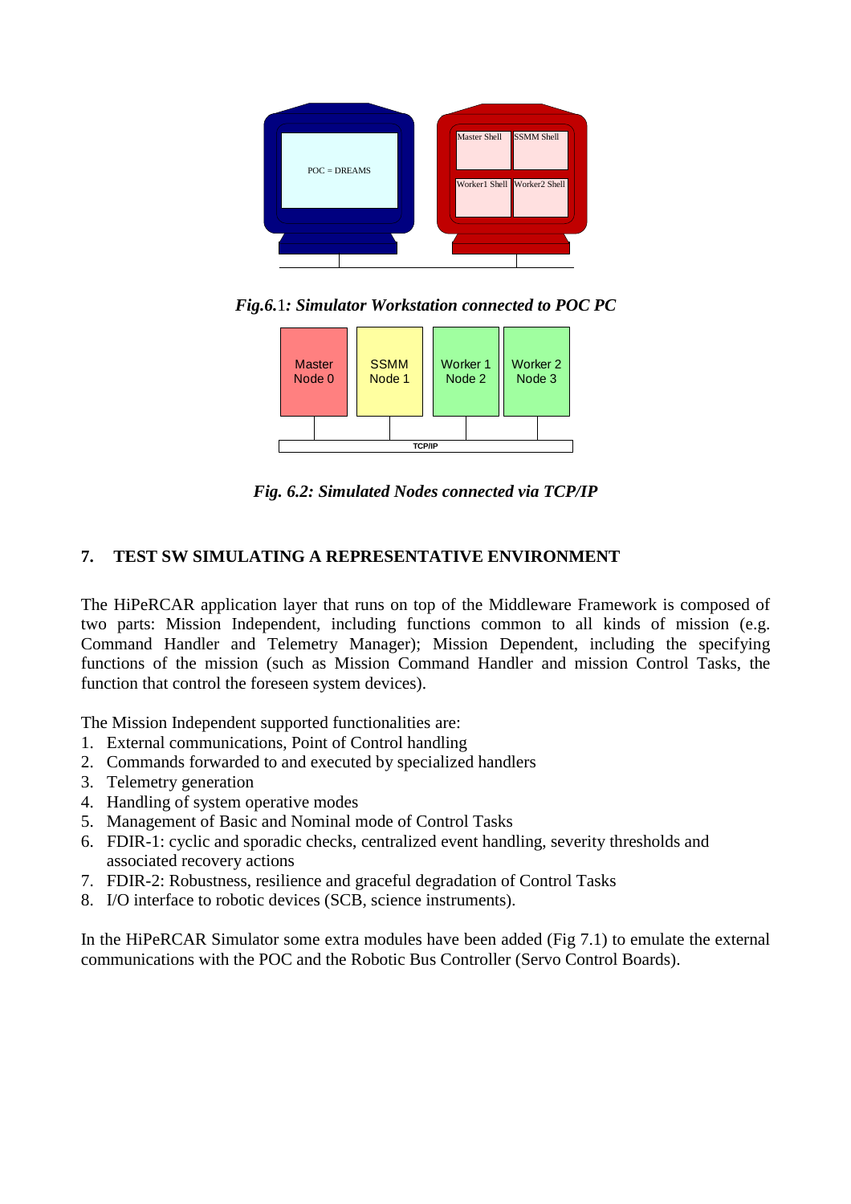*Fig.6.1: Simulator Workstation connected to POC PC*

*Fig. 6.2: Simulated Nodes connected via TCP/IP*

## 7. TEST SW SIMULATING A REPRESENTATIVE ENVIRONMENT

The HiPeRCAR application layer that runs on top of the Middleware Framework is composed of two parts: Mission Independent, including functions common to all kinds of mission (e.g. Command Handler and Telemetry Manager); Mission Dependent, including the specifying functions of the mission (such as Mission Command Handler and mission Control Tasks, the function that control the foreseen system devices).

The Mission Independent supported functionalities are:

1. External communications, Point of Control handling
2. Commands forwarded to and executed by specialized handlers
3. Telemetry generation
4. Handling of system operative modes
5. Management of Basic and Nominal mode of Control Tasks
6. FDIR-1: cyclic and sporadic checks, centralized event handling, severity thresholds and associated recovery actions
7. FDIR-2: Robustness, resilience and graceful degradation of Control Tasks
8. I/O interface to robotic devices (SCB, science instruments).

In the HiPeRCAR Simulator some extra modules have been added (Fig 7.1) to emulate the external communications with the POC and the Robotic Bus Controller (Servo Control Boards).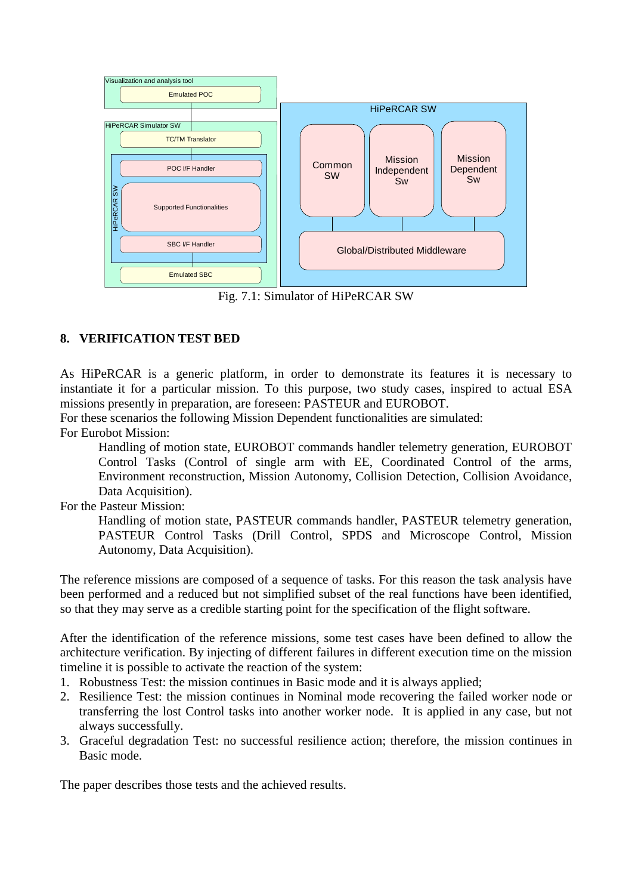Visualization and analysis tool

Emulated POC

HiPeRCAR Simulator SW

TC/TM Translator

HiPeRCAR SW

POC I/F Handler

Supported Functionalities

SBC I/F Handler

Emulated SBC

HiPeRCAR SW

Common SW

Mission Independent Sw

Mission Dependent Sw

Global/Distributed Middleware

Fig. 7.1: Simulator of HiPeRCAR SW

## 8. VERIFICATION TEST BED

As HiPeRCAR is a generic platform, in order to demonstrate its features it is necessary to instantiate it for a particular mission. To this purpose, two study cases, inspired to actual ESA missions presently in preparation, are foreseen: PASTEUR and EUROBOT.

For these scenarios the following Mission Dependent functionalities are simulated:

For Eurobot Mission:

> Handling of motion state, EUROBOT commands handler telemetry generation, EUROBOT Control Tasks (Control of single arm with EE, Coordinated Control of the arms, Environment reconstruction, Mission Autonomy, Collision Detection, Collision Avoidance, Data Acquisition).

For the Pasteur Mission:

> Handling of motion state, PASTEUR commands handler, PASTEUR telemetry generation, PASTEUR Control Tasks (Drill Control, SPDS and Microscope Control, Mission Autonomy, Data Acquisition).

The reference missions are composed of a sequence of tasks. For this reason the task analysis have been performed and a reduced but not simplified subset of the real functions have been identified, so that they may serve as a credible starting point for the specification of the flight software.

After the identification of the reference missions, some test cases have been defined to allow the architecture verification. By injecting of different failures in different execution time on the mission timeline it is possible to activate the reaction of the system:

1. Robustness Test: the mission continues in Basic mode and it is always applied;
2. Resilience Test: the mission continues in Nominal mode recovering the failed worker node or transferring the lost Control tasks into another worker node. It is applied in any case, but not always successfully.
3. Graceful degradation Test: no successful resilience action; therefore, the mission continues in Basic mode.

The paper describes those tests and the achieved results.